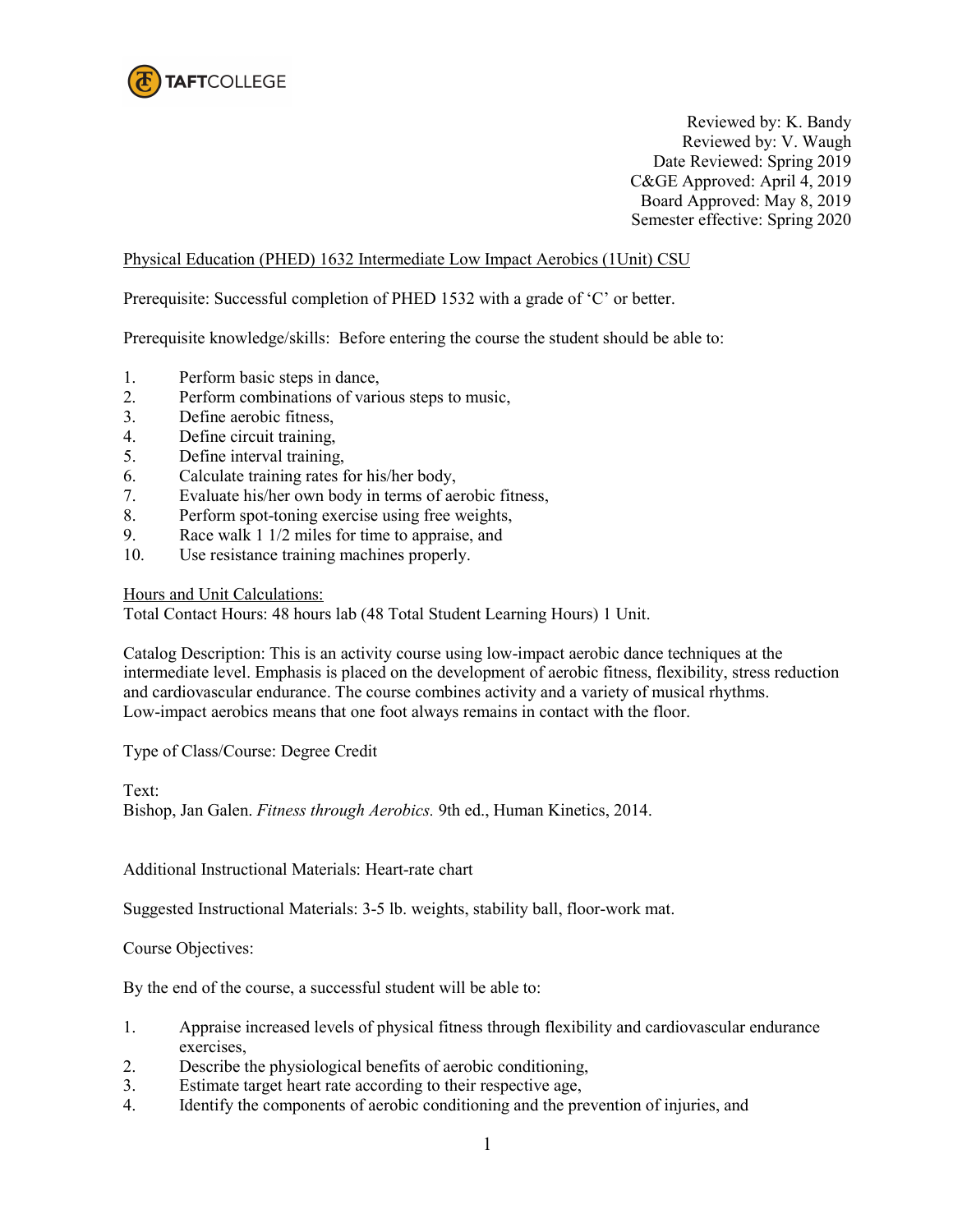Reviewed by: K. Bandy
Reviewed by: V. Waugh
Date Reviewed: Spring 2019
C&GE Approved: April 4, 2019
Board Approved: May 8, 2019
Semester effective: Spring 2020

Physical Education (PHED) 1632 Intermediate Low Impact Aerobics (1Unit) CSU

Prerequisite: Successful completion of PHED 1532 with a grade of 'C' or better.

Prerequisite knowledge/skills: Before entering the course the student should be able to:

1. Perform basic steps in dance,
2. Perform combinations of various steps to music,
3. Define aerobic fitness,
4. Define circuit training,
5. Define interval training,
6. Calculate training rates for his/her body,
7. Evaluate his/her own body in terms of aerobic fitness,
8. Perform spot-toning exercise using free weights,
9. Race walk 1 1/2 miles for time to appraise, and
10. Use resistance training machines properly.

Hours and Unit Calculations:
Total Contact Hours: 48 hours lab (48 Total Student Learning Hours) 1 Unit.

Catalog Description: This is an activity course using low-impact aerobic dance techniques at the intermediate level. Emphasis is placed on the development of aerobic fitness, flexibility, stress reduction and cardiovascular endurance. The course combines activity and a variety of musical rhythms. Low-impact aerobics means that one foot always remains in contact with the floor.

Type of Class/Course: Degree Credit

Text:
Bishop, Jan Galen. *Fitness through Aerobics.* 9th ed., Human Kinetics, 2014.

Additional Instructional Materials: Heart-rate chart

Suggested Instructional Materials: 3-5 lb. weights, stability ball, floor-work mat.

Course Objectives:

By the end of the course, a successful student will be able to:

1. Appraise increased levels of physical fitness through flexibility and cardiovascular endurance exercises,
2. Describe the physiological benefits of aerobic conditioning,
3. Estimate target heart rate according to their respective age,
4. Identify the components of aerobic conditioning and the prevention of injuries, and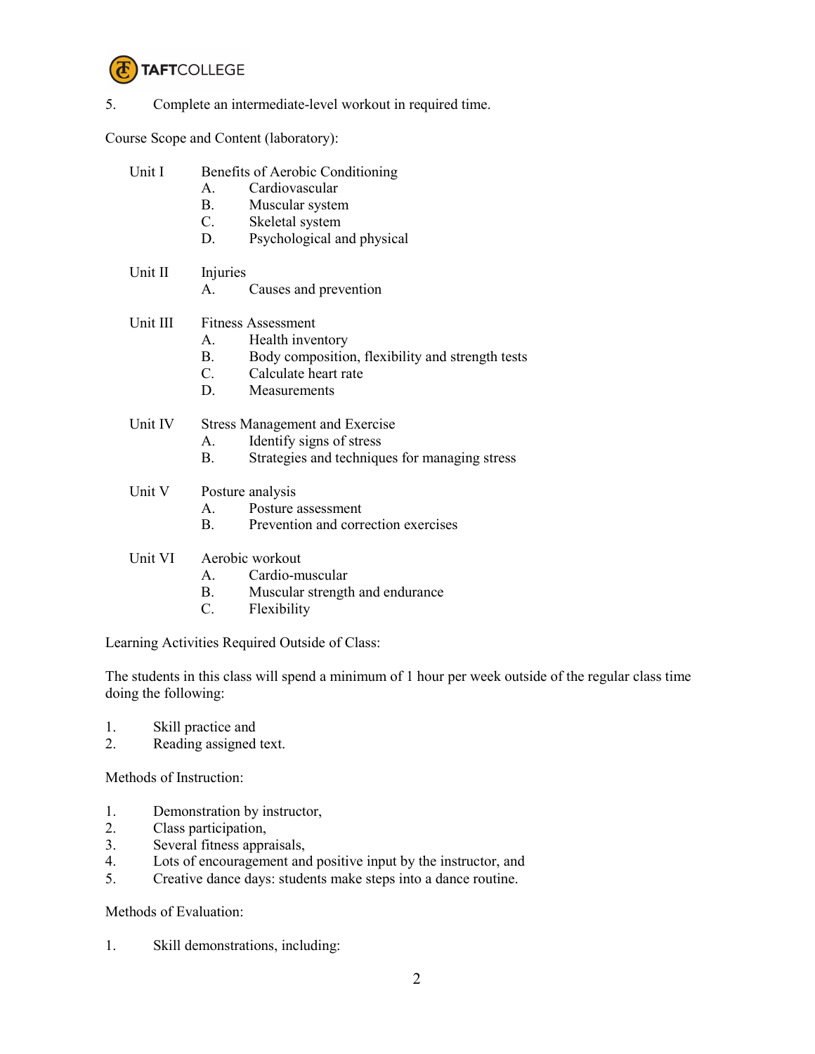5. Complete an intermediate-level workout in required time.

Course Scope and Content (laboratory):

Unit I — Benefits of Aerobic Conditioning
- A. Cardiovascular
- B. Muscular system
- C. Skeletal system
- D. Psychological and physical

Unit II — Injuries
- A. Causes and prevention

Unit III — Fitness Assessment
- A. Health inventory
- B. Body composition, flexibility and strength tests
- C. Calculate heart rate
- D. Measurements

Unit IV — Stress Management and Exercise
- A. Identify signs of stress
- B. Strategies and techniques for managing stress

Unit V — Posture analysis
- A. Posture assessment
- B. Prevention and correction exercises

Unit VI — Aerobic workout
- A. Cardio-muscular
- B. Muscular strength and endurance
- C. Flexibility

Learning Activities Required Outside of Class:

The students in this class will spend a minimum of 1 hour per week outside of the regular class time doing the following:

1. Skill practice and
2. Reading assigned text.

Methods of Instruction:

1. Demonstration by instructor,
2. Class participation,
3. Several fitness appraisals,
4. Lots of encouragement and positive input by the instructor, and
5. Creative dance days: students make steps into a dance routine.

Methods of Evaluation:

1. Skill demonstrations, including: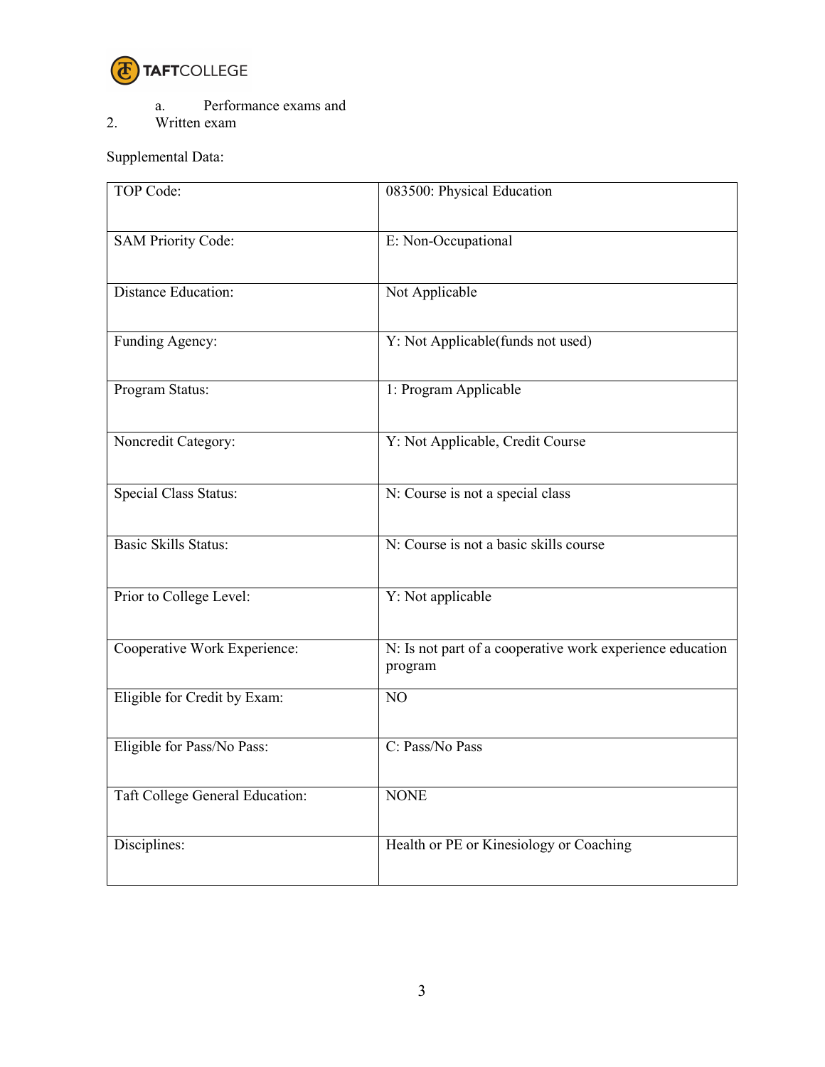a. Performance exams and

2. Written exam

Supplemental Data:

| | |
|---|---|
| TOP Code: | 083500: Physical Education |
| SAM Priority Code: | E: Non-Occupational |
| Distance Education: | Not Applicable |
| Funding Agency: | Y: Not Applicable(funds not used) |
| Program Status: | 1: Program Applicable |
| Noncredit Category: | Y: Not Applicable, Credit Course |
| Special Class Status: | N: Course is not a special class |
| Basic Skills Status: | N: Course is not a basic skills course |
| Prior to College Level: | Y: Not applicable |
| Cooperative Work Experience: | N: Is not part of a cooperative work experience education program |
| Eligible for Credit by Exam: | NO |
| Eligible for Pass/No Pass: | C: Pass/No Pass |
| Taft College General Education: | NONE |
| Disciplines: | Health or PE or Kinesiology or Coaching |